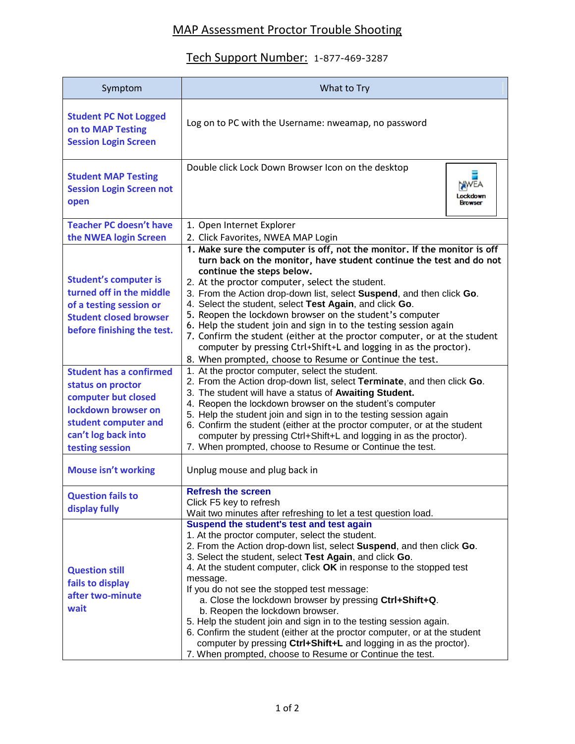# MAP Assessment Proctor Trouble Shooting

## Tech Support Number: 1-877-469-3287

| Symptom | What to Try |
|---|---|
| **Student PC Not Logged on to MAP Testing Session Login Screen** | Log on to PC with the Username: nweamap, no password |
| **Student MAP Testing Session Login Screen not open** | Double click Lock Down Browser Icon on the desktop |
| **Teacher PC doesn't have the NWEA login Screen** | 1. Open Internet Explorer<br>2. Click Favorites, NWEA MAP Login |
| **Student's computer is turned off in the middle of a testing session or Student closed browser before finishing the test.** | 1. **Make sure the computer is off, not the monitor. If the monitor is off turn back on the monitor, have student continue the test and do not continue the steps below.**<br>2. At the proctor computer, select the student.<br>3. From the Action drop-down list, select **Suspend**, and then click **Go**.<br>4. Select the student, select **Test Again**, and click **Go**.<br>5. Reopen the lockdown browser on the student's computer<br>6. Help the student join and sign in to the testing session again<br>7. Confirm the student (either at the proctor computer, or at the student computer by pressing Ctrl+Shift+L and logging in as the proctor).<br>8. When prompted, choose to Resume or Continue the test. |
| **Student has a confirmed status on proctor computer but closed lockdown browser on student computer and can't log back into testing session** | 1. At the proctor computer, select the student.<br>2. From the Action drop-down list, select **Terminate**, and then click **Go**.<br>3. The student will have a status of **Awaiting Student.**<br>4. Reopen the lockdown browser on the student's computer<br>5. Help the student join and sign in to the testing session again<br>6. Confirm the student (either at the proctor computer, or at the student computer by pressing Ctrl+Shift+L and logging in as the proctor).<br>7. When prompted, choose to Resume or Continue the test. |
| **Mouse isn't working** | Unplug mouse and plug back in |
| **Question fails to display fully** | **Refresh the screen**<br>Click F5 key to refresh<br>Wait two minutes after refreshing to let a test question load. |
| **Question still fails to display after two-minute wait** | **Suspend the student's test and test again**<br>1. At the proctor computer, select the student.<br>2. From the Action drop-down list, select **Suspend**, and then click **Go**.<br>3. Select the student, select **Test Again**, and click **Go**.<br>4. At the student computer, click **OK** in response to the stopped test message.<br>If you do not see the stopped test message:<br>a. Close the lockdown browser by pressing **Ctrl+Shift+Q**.<br>b. Reopen the lockdown browser.<br>5. Help the student join and sign in to the testing session again.<br>6. Confirm the student (either at the proctor computer, or at the student computer by pressing **Ctrl+Shift+L** and logging in as the proctor).<br>7. When prompted, choose to Resume or Continue the test. |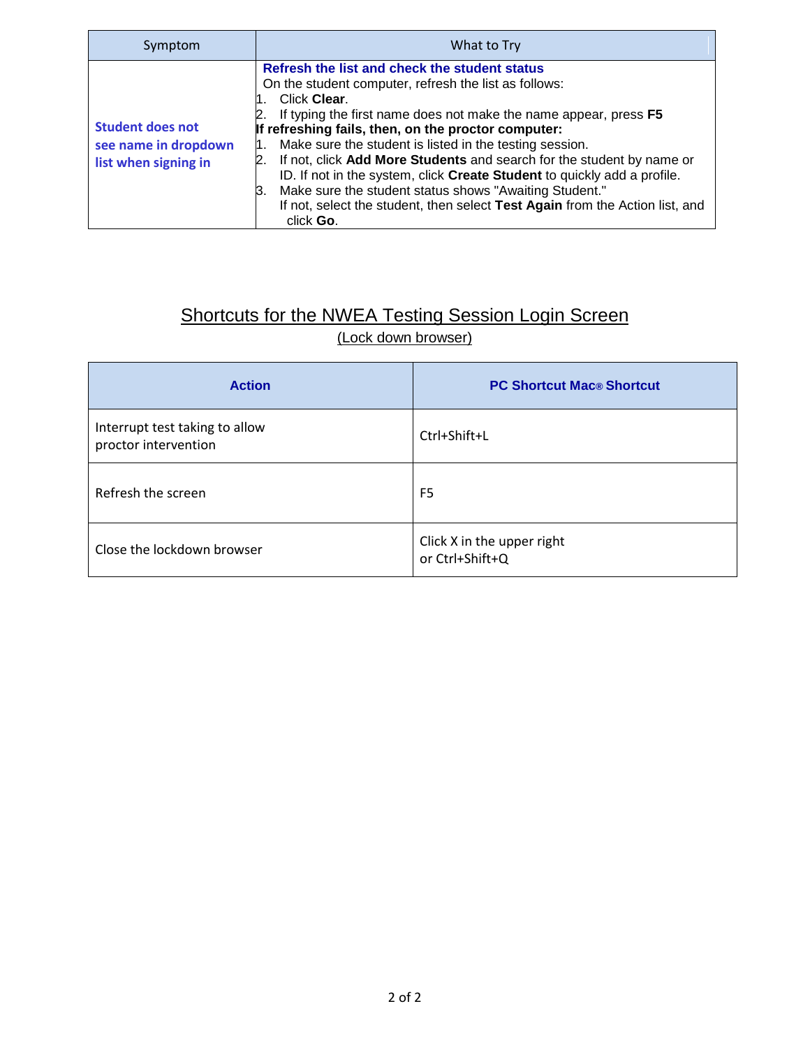| Symptom | What to Try |
|---|---|
| **Student does not see name in dropdown list when signing in** | **Refresh the list and check the student status**<br>On the student computer, refresh the list as follows:<br>1. Click **Clear**.<br>2. If typing the first name does not make the name appear, press **F5**<br>**If refreshing fails, then, on the proctor computer:**<br>1. Make sure the student is listed in the testing session.<br>2. If not, click **Add More Students** and search for the student by name or ID. If not in the system, click **Create Student** to quickly add a profile.<br>3. Make sure the student status shows "Awaiting Student." If not, select the student, then select **Test Again** from the Action list, and click **Go**. |

## Shortcuts for the NWEA Testing Session Login Screen

(Lock down browser)

| Action | PC Shortcut Mac® Shortcut |
|---|---|
| Interrupt test taking to allow proctor intervention | Ctrl+Shift+L |
| Refresh the screen | F5 |
| Close the lockdown browser | Click X in the upper right<br>or Ctrl+Shift+Q |